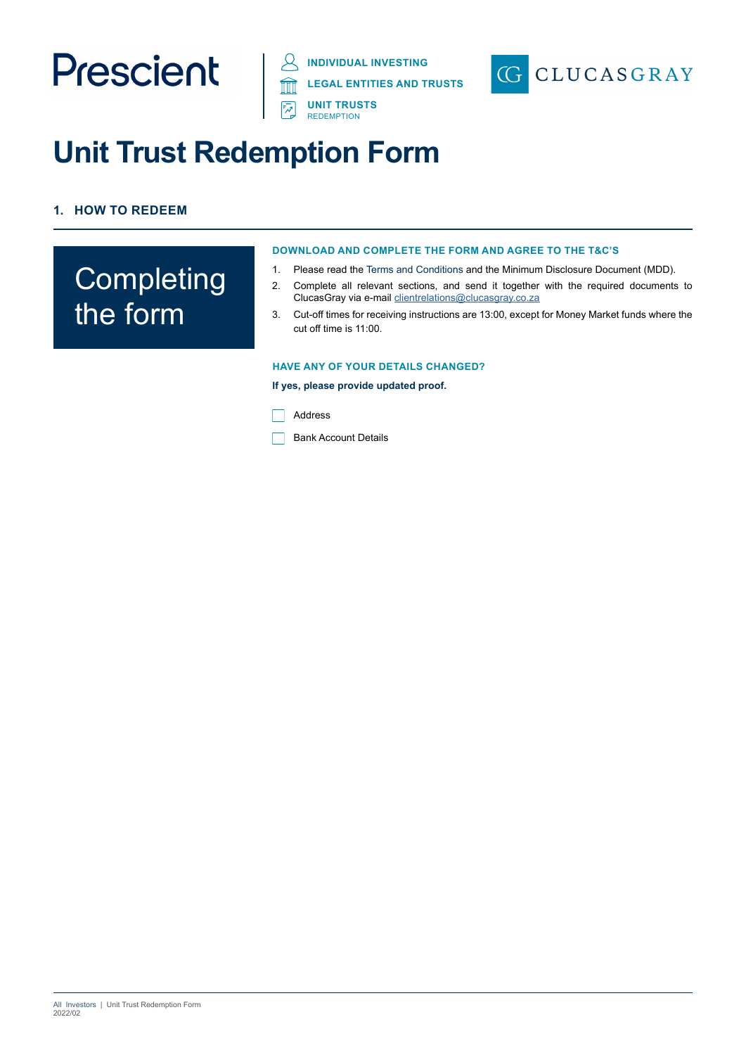Prescient

INDIVIDUAL INVESTING
LEGAL ENTITIES AND TRUSTS
UNIT TRUSTS
REDEMPTION

CLUCASGRAY

# Unit Trust Redemption Form

## 1. HOW TO REDEEM

### Completing the form

**DOWNLOAD AND COMPLETE THE FORM AND AGREE TO THE T&C'S**

1. Please read the Terms and Conditions and the Minimum Disclosure Document (MDD).
2. Complete all relevant sections, and send it together with the required documents to ClucasGray via e-mail clientrelations@clucasgray.co.za
3. Cut-off times for receiving instructions are 13:00, except for Money Market funds where the cut off time is 11:00.

**HAVE ANY OF YOUR DETAILS CHANGED?**

**If yes, please provide updated proof.**

☐ Address

☐ Bank Account Details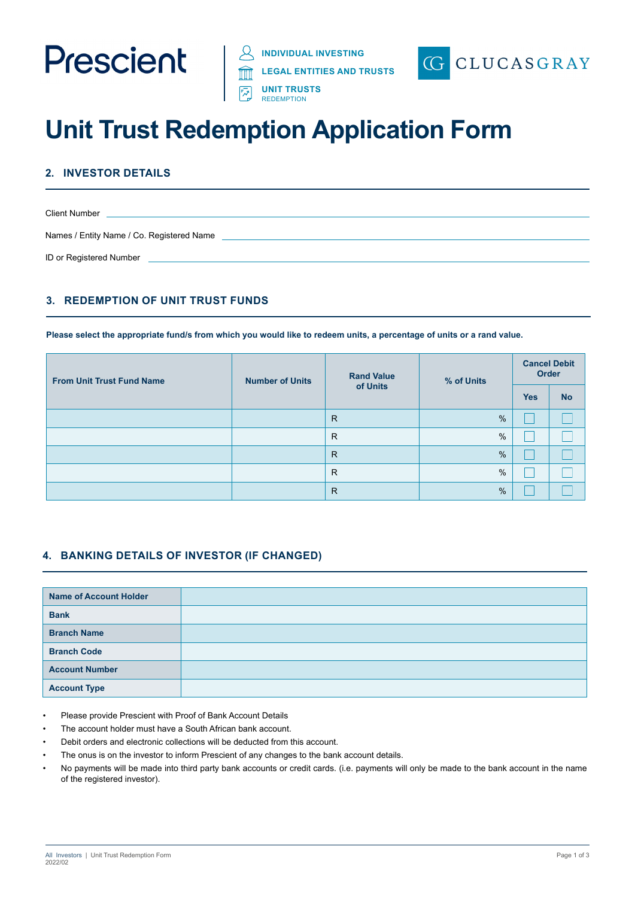Prescient

INDIVIDUAL INVESTING
LEGAL ENTITIES AND TRUSTS
UNIT TRUSTS
REDEMPTION

CLUCASGRAY

# Unit Trust Redemption Application Form

## 2. INVESTOR DETAILS

Client Number ______________________________

Names / Entity Name / Co. Registered Name ______________________________

ID or Registered Number ______________________________

## 3. REDEMPTION OF UNIT TRUST FUNDS

**Please select the appropriate fund/s from which you would like to redeem units, a percentage of units or a rand value.**

| From Unit Trust Fund Name | Number of Units | Rand Value of Units | % of Units | Cancel Debit Order | |
|---|---|---|---|---|---|
| | | | | Yes | No |
| | | R | % | ☐ | ☐ |
| | | R | % | ☐ | ☐ |
| | | R | % | ☐ | ☐ |
| | | R | % | ☐ | ☐ |
| | | R | % | ☐ | ☐ |

## 4. BANKING DETAILS OF INVESTOR (IF CHANGED)

| | |
|---|---|
| **Name of Account Holder** | |
| **Bank** | |
| **Branch Name** | |
| **Branch Code** | |
| **Account Number** | |
| **Account Type** | |

- Please provide Prescient with Proof of Bank Account Details
- The account holder must have a South African bank account.
- Debit orders and electronic collections will be deducted from this account.
- The onus is on the investor to inform Prescient of any changes to the bank account details.
- No payments will be made into third party bank accounts or credit cards. (i.e. payments will only be made to the bank account in the name of the registered investor).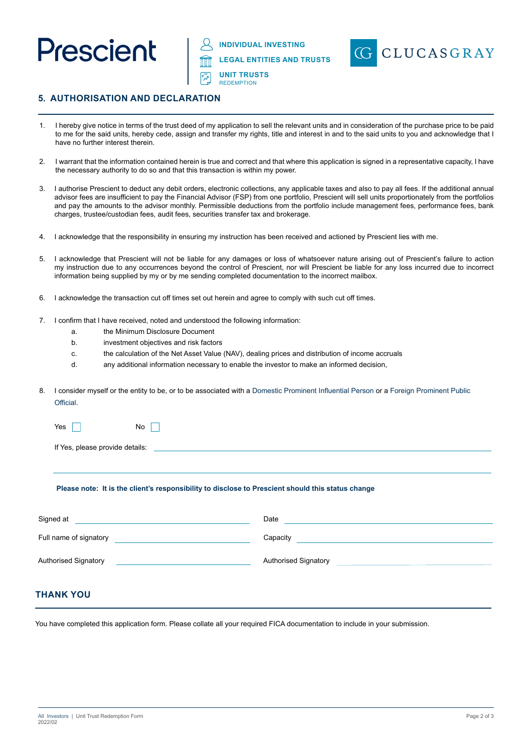## 5. AUTHORISATION AND DECLARATION

1. I hereby give notice in terms of the trust deed of my application to sell the relevant units and in consideration of the purchase price to be paid to me for the said units, hereby cede, assign and transfer my rights, title and interest in and to the said units to you and acknowledge that I have no further interest therein.

2. I warrant that the information contained herein is true and correct and that where this application is signed in a representative capacity, I have the necessary authority to do so and that this transaction is within my power.

3. I authorise Prescient to deduct any debit orders, electronic collections, any applicable taxes and also to pay all fees. If the additional annual advisor fees are insufficient to pay the Financial Advisor (FSP) from one portfolio, Prescient will sell units proportionately from the portfolios and pay the amounts to the advisor monthly. Permissible deductions from the portfolio include management fees, performance fees, bank charges, trustee/custodian fees, audit fees, securities transfer tax and brokerage.

4. I acknowledge that the responsibility in ensuring my instruction has been received and actioned by Prescient lies with me.

5. I acknowledge that Prescient will not be liable for any damages or loss of whatsoever nature arising out of Prescient's failure to action my instruction due to any occurrences beyond the control of Prescient, nor will Prescient be liable for any loss incurred due to incorrect information being supplied by my or by me sending completed documentation to the incorrect mailbox.

6. I acknowledge the transaction cut off times set out herein and agree to comply with such cut off times.

7. I confirm that I have received, noted and understood the following information:
   a. the Minimum Disclosure Document
   b. investment objectives and risk factors
   c. the calculation of the Net Asset Value (NAV), dealing prices and distribution of income accruals
   d. any additional information necessary to enable the investor to make an informed decision,

8. I consider myself or the entity to be, or to be associated with a Domestic Prominent Influential Person or a Foreign Prominent Public Official.

   Yes ☐ No ☐

   If Yes, please provide details: ____________________

   ____________________

**Please note: It is the client's responsibility to disclose to Prescient should this status change**

Signed at ____________________ Date ____________________

Full name of signatory ____________________ Capacity ____________________

Authorised Signatory ____________________ Authorised Signatory ____________________

## THANK YOU

You have completed this application form. Please collate all your required FICA documentation to include in your submission.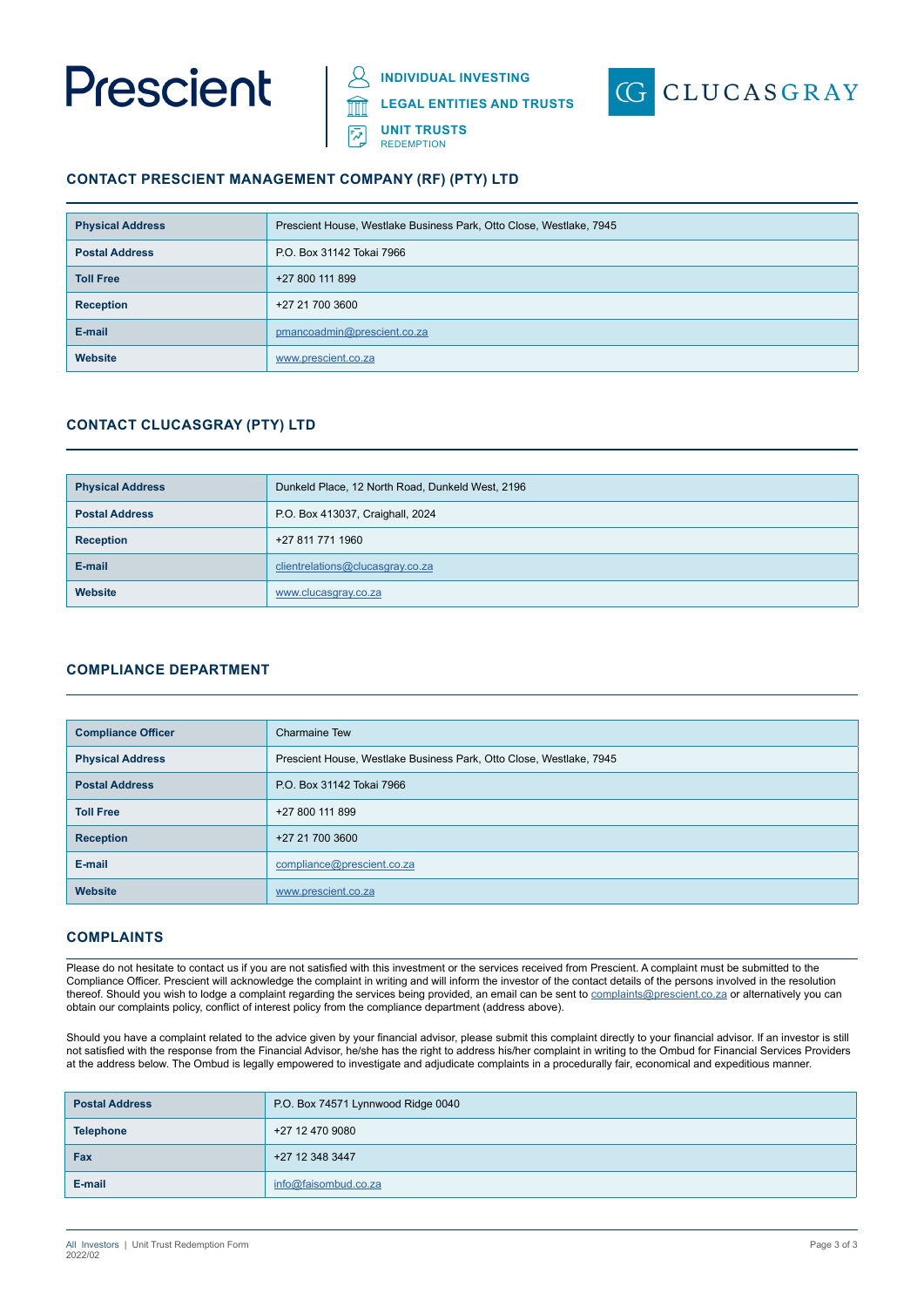Prescient

INDIVIDUAL INVESTING
LEGAL ENTITIES AND TRUSTS
UNIT TRUSTS
REDEMPTION

CLUCASGRAY

## CONTACT PRESCIENT MANAGEMENT COMPANY (RF) (PTY) LTD

| | |
|---|---|
| **Physical Address** | Prescient House, Westlake Business Park, Otto Close, Westlake, 7945 |
| **Postal Address** | P.O. Box 31142 Tokai 7966 |
| **Toll Free** | +27 800 111 899 |
| **Reception** | +27 21 700 3600 |
| **E-mail** | pmancoadmin@prescient.co.za |
| **Website** | www.prescient.co.za |

## CONTACT CLUCASGRAY (PTY) LTD

| | |
|---|---|
| **Physical Address** | Dunkeld Place, 12 North Road, Dunkeld West, 2196 |
| **Postal Address** | P.O. Box 413037, Craighall, 2024 |
| **Reception** | +27 811 771 1960 |
| **E-mail** | clientrelations@clucasgray.co.za |
| **Website** | www.clucasgray.co.za |

## COMPLIANCE DEPARTMENT

| | |
|---|---|
| **Compliance Officer** | Charmaine Tew |
| **Physical Address** | Prescient House, Westlake Business Park, Otto Close, Westlake, 7945 |
| **Postal Address** | P.O. Box 31142 Tokai 7966 |
| **Toll Free** | +27 800 111 899 |
| **Reception** | +27 21 700 3600 |
| **E-mail** | compliance@prescient.co.za |
| **Website** | www.prescient.co.za |

## COMPLAINTS

Please do not hesitate to contact us if you are not satisfied with this investment or the services received from Prescient. A complaint must be submitted to the Compliance Officer. Prescient will acknowledge the complaint in writing and will inform the investor of the contact details of the persons involved in the resolution thereof. Should you wish to lodge a complaint regarding the services being provided, an email can be sent to complaints@prescient.co.za or alternatively you can obtain our complaints policy, conflict of interest policy from the compliance department (address above).

Should you have a complaint related to the advice given by your financial advisor, please submit this complaint directly to your financial advisor. If an investor is still not satisfied with the response from the Financial Advisor, he/she has the right to address his/her complaint in writing to the Ombud for Financial Services Providers at the address below. The Ombud is legally empowered to investigate and adjudicate complaints in a procedurally fair, economical and expeditious manner.

| | |
|---|---|
| **Postal Address** | P.O. Box 74571 Lynnwood Ridge 0040 |
| **Telephone** | +27 12 470 9080 |
| **Fax** | +27 12 348 3447 |
| **E-mail** | info@faisombud.co.za |

All Investors | Unit Trust Redemption Form
2022/02